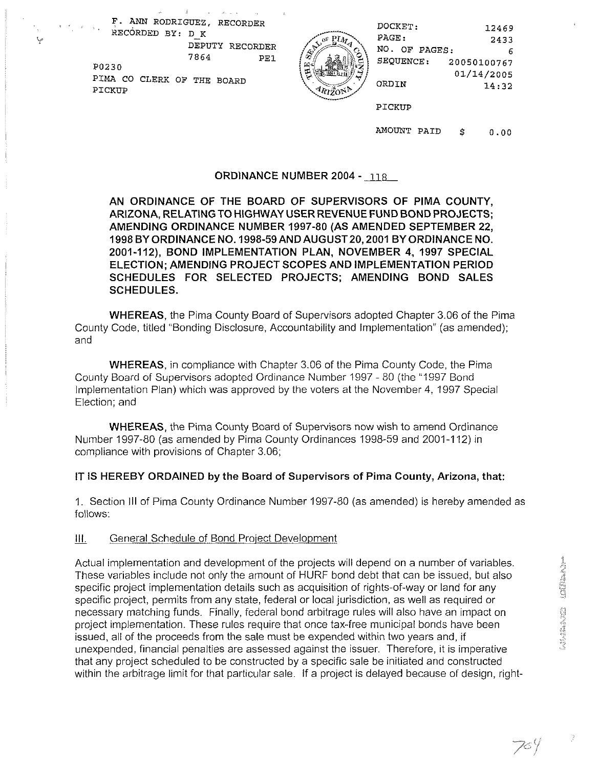F. ANN RODRIGUEZ, RECORDER
RECORDED BY: D_K
DEPUTY RECORDER
7864 PE1
P0230
PIMA CO CLERK OF THE BOARD
PICKUP

DOCKET: 12469
PAGE: 2433
NO. OF PAGES: 6
SEQUENCE: 20050100767
01/14/2005
ORDIN 14:32

PICKUP

AMOUNT PAID $ 0.00

## ORDINANCE NUMBER 2004 - 118

**AN ORDINANCE OF THE BOARD OF SUPERVISORS OF PIMA COUNTY, ARIZONA, RELATING TO HIGHWAY USER REVENUE FUND BOND PROJECTS; AMENDING ORDINANCE NUMBER 1997-80 (AS AMENDED SEPTEMBER 22, 1998 BY ORDINANCE NO. 1998-59 AND AUGUST 20, 2001 BY ORDINANCE NO. 2001-112), BOND IMPLEMENTATION PLAN, NOVEMBER 4, 1997 SPECIAL ELECTION; AMENDING PROJECT SCOPES AND IMPLEMENTATION PERIOD SCHEDULES FOR SELECTED PROJECTS; AMENDING BOND SALES SCHEDULES.**

**WHEREAS**, the Pima County Board of Supervisors adopted Chapter 3.06 of the Pima County Code, titled "Bonding Disclosure, Accountability and Implementation" (as amended); and

**WHEREAS**, in compliance with Chapter 3.06 of the Pima County Code, the Pima County Board of Supervisors adopted Ordinance Number 1997 - 80 (the "1997 Bond Implementation Plan) which was approved by the voters at the November 4, 1997 Special Election; and

**WHEREAS**, the Pima County Board of Supervisors now wish to amend Ordinance Number 1997-80 (as amended by Pima County Ordinances 1998-59 and 2001-112) in compliance with provisions of Chapter 3.06;

**IT IS HEREBY ORDAINED by the Board of Supervisors of Pima County, Arizona, that:**

1. Section III of Pima County Ordinance Number 1997-80 (as amended) is hereby amended as follows:

III. General Schedule of Bond Project Development

Actual implementation and development of the projects will depend on a number of variables. These variables include not only the amount of HURF bond debt that can be issued, but also specific project implementation details such as acquisition of rights-of-way or land for any specific project, permits from any state, federal or local jurisdiction, as well as required or necessary matching funds. Finally, federal bond arbitrage rules will also have an impact on project implementation. These rules require that once tax-free municipal bonds have been issued, all of the proceeds from the sale must be expended within two years and, if unexpended, financial penalties are assessed against the issuer. Therefore, it is imperative that any project scheduled to be constructed by a specific sale be initiated and constructed within the arbitrage limit for that particular sale. If a project is delayed because of design, right-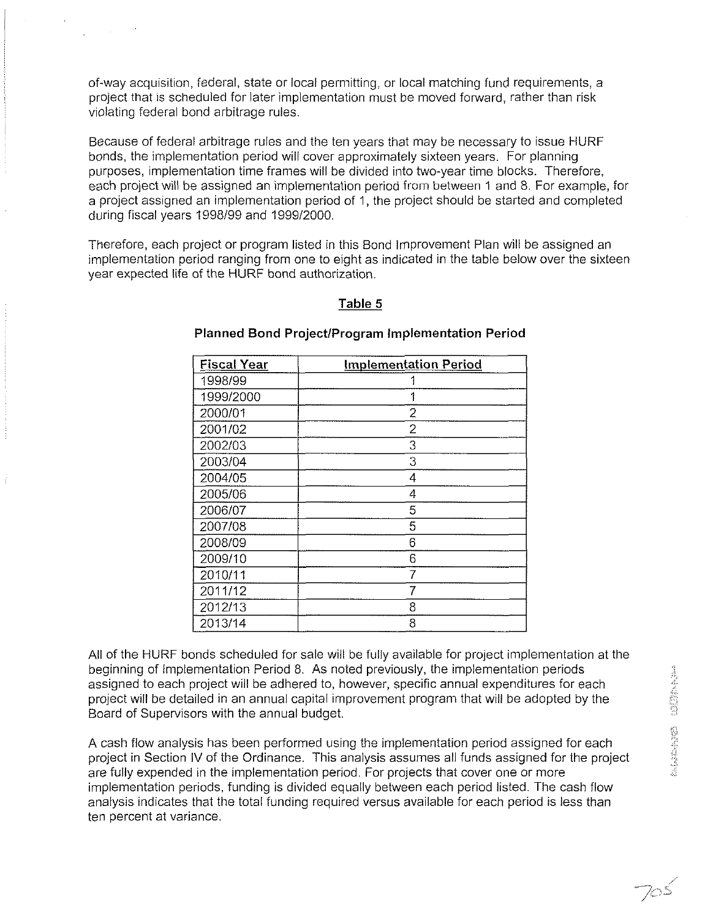of-way acquisition, federal, state or local permitting, or local matching fund requirements, a project that is scheduled for later implementation must be moved forward, rather than risk violating federal bond arbitrage rules.

Because of federal arbitrage rules and the ten years that may be necessary to issue HURF bonds, the implementation period will cover approximately sixteen years. For planning purposes, implementation time frames will be divided into two-year time blocks. Therefore, each project will be assigned an implementation period from between 1 and 8. For example, for a project assigned an implementation period of 1, the project should be started and completed during fiscal years 1998/99 and 1999/2000.

Therefore, each project or program listed in this Bond Improvement Plan will be assigned an implementation period ranging from one to eight as indicated in the table below over the sixteen year expected life of the HURF bond authorization.

**Table 5**

**Planned Bond Project/Program Implementation Period**

| Fiscal Year | Implementation Period |
|---|---|
| 1998/99 | 1 |
| 1999/2000 | 1 |
| 2000/01 | 2 |
| 2001/02 | 2 |
| 2002/03 | 3 |
| 2003/04 | 3 |
| 2004/05 | 4 |
| 2005/06 | 4 |
| 2006/07 | 5 |
| 2007/08 | 5 |
| 2008/09 | 6 |
| 2009/10 | 6 |
| 2010/11 | 7 |
| 2011/12 | 7 |
| 2012/13 | 8 |
| 2013/14 | 8 |

All of the HURF bonds scheduled for sale will be fully available for project implementation at the beginning of Implementation Period 8. As noted previously, the implementation periods assigned to each project will be adhered to, however, specific annual expenditures for each project will be detailed in an annual capital improvement program that will be adopted by the Board of Supervisors with the annual budget.

A cash flow analysis has been performed using the implementation period assigned for each project in Section IV of the Ordinance. This analysis assumes all funds assigned for the project are fully expended in the implementation period. For projects that cover one or more implementation periods, funding is divided equally between each period listed. The cash flow analysis indicates that the total funding required versus available for each period is less than ten percent at variance.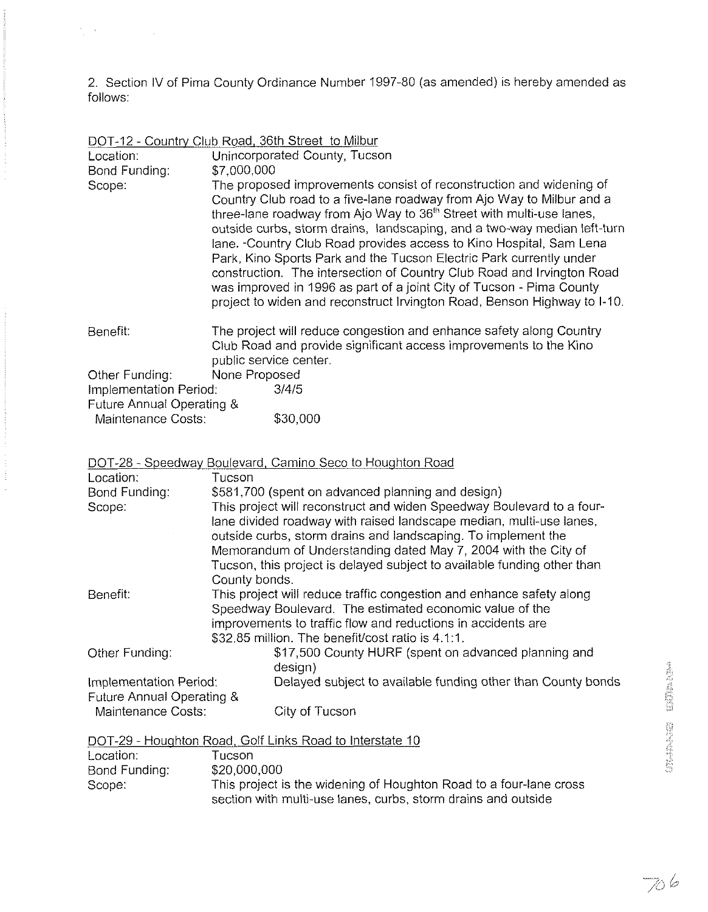2. Section IV of Pima County Ordinance Number 1997-80 (as amended) is hereby amended as follows:

DOT-12 - Country Club Road, 36th Street to Milbur

Location: Unincorporated County, Tucson

Bond Funding: $7,000,000

Scope: The proposed improvements consist of reconstruction and widening of Country Club road to a five-lane roadway from Ajo Way to Milbur and a three-lane roadway from Ajo Way to 36th Street with multi-use lanes, outside curbs, storm drains, landscaping, and a two-way median left-turn lane. -Country Club Road provides access to Kino Hospital, Sam Lena Park, Kino Sports Park and the Tucson Electric Park currently under construction. The intersection of Country Club Road and Irvington Road was improved in 1996 as part of a joint City of Tucson - Pima County project to widen and reconstruct Irvington Road, Benson Highway to I-10.

Benefit: The project will reduce congestion and enhance safety along Country Club Road and provide significant access improvements to the Kino public service center.

Other Funding: None Proposed

Implementation Period: 3/4/5

Future Annual Operating & Maintenance Costs: $30,000

DOT-28 - Speedway Boulevard, Camino Seco to Houghton Road

Location: Tucson

Bond Funding: $581,700 (spent on advanced planning and design)

Scope: This project will reconstruct and widen Speedway Boulevard to a four-lane divided roadway with raised landscape median, multi-use lanes, outside curbs, storm drains and landscaping. To implement the Memorandum of Understanding dated May 7, 2004 with the City of Tucson, this project is delayed subject to available funding other than County bonds.

Benefit: This project will reduce traffic congestion and enhance safety along Speedway Boulevard. The estimated economic value of the improvements to traffic flow and reductions in accidents are $32.85 million. The benefit/cost ratio is 4.1:1.

Other Funding: $17,500 County HURF (spent on advanced planning and design)

Implementation Period: Delayed subject to available funding other than County bonds

Future Annual Operating & Maintenance Costs: City of Tucson

DOT-29 - Houghton Road, Golf Links Road to Interstate 10

Location: Tucson

Bond Funding: $20,000,000

Scope: This project is the widening of Houghton Road to a four-lane cross section with multi-use lanes, curbs, storm drains and outside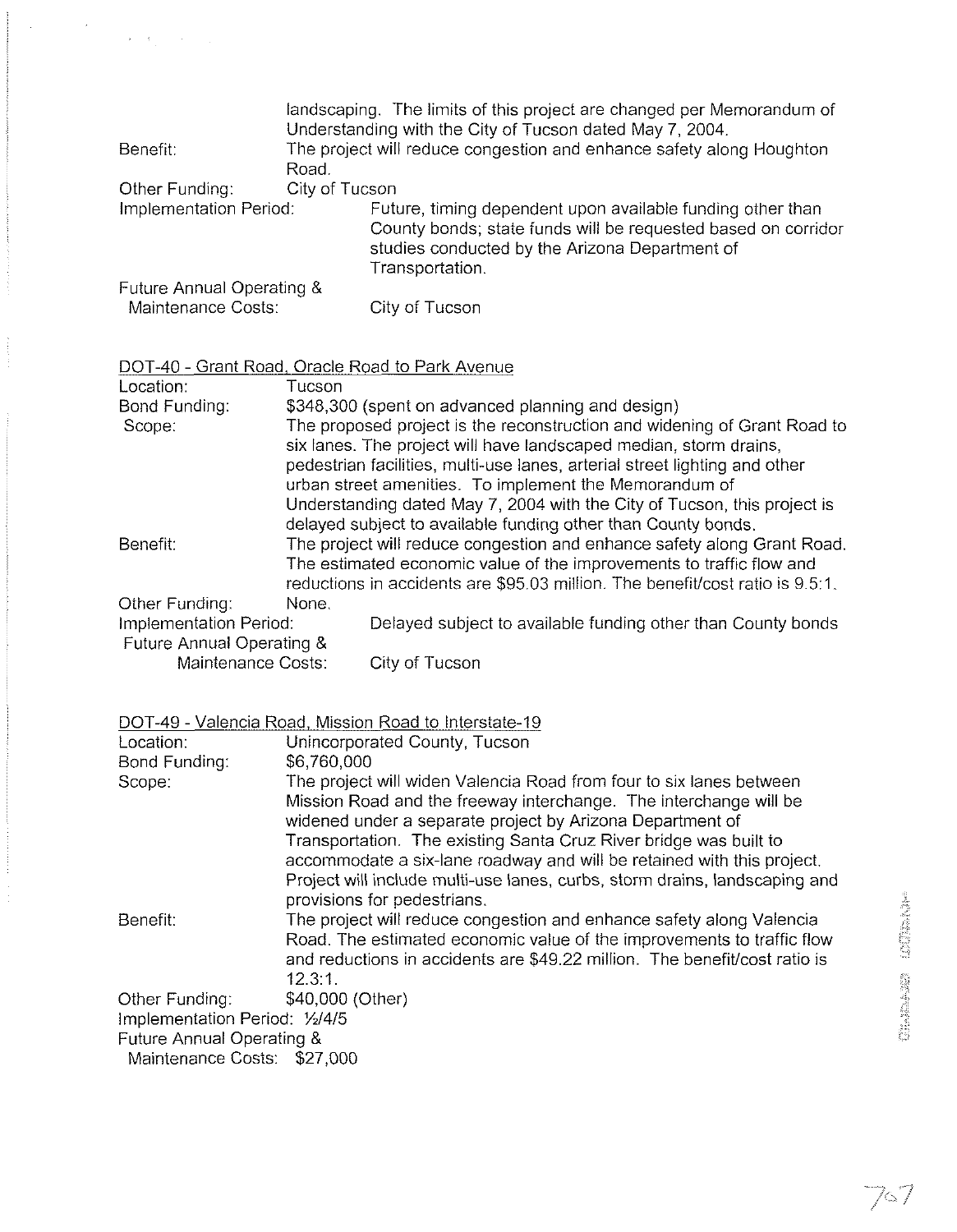landscaping. The limits of this project are changed per Memorandum of Understanding with the City of Tucson dated May 7, 2004.

Benefit: The project will reduce congestion and enhance safety along Houghton Road.

Other Funding: City of Tucson

Implementation Period: Future, timing dependent upon available funding other than County bonds; state funds will be requested based on corridor studies conducted by the Arizona Department of Transportation.

Future Annual Operating & Maintenance Costs: City of Tucson

DOT-40 - Grant Road, Oracle Road to Park Avenue

Location: Tucson

Bond Funding: $348,300 (spent on advanced planning and design)

Scope: The proposed project is the reconstruction and widening of Grant Road to six lanes. The project will have landscaped median, storm drains, pedestrian facilities, multi-use lanes, arterial street lighting and other urban street amenities. To implement the Memorandum of Understanding dated May 7, 2004 with the City of Tucson, this project is delayed subject to available funding other than County bonds.

Benefit: The project will reduce congestion and enhance safety along Grant Road. The estimated economic value of the improvements to traffic flow and reductions in accidents are $95.03 million. The benefit/cost ratio is 9.5:1.

Other Funding: None.

Implementation Period: Delayed subject to available funding other than County bonds

Future Annual Operating & Maintenance Costs: City of Tucson

DOT-49 - Valencia Road, Mission Road to Interstate-19

Location: Unincorporated County, Tucson

Bond Funding: $6,760,000

Scope: The project will widen Valencia Road from four to six lanes between Mission Road and the freeway interchange. The interchange will be widened under a separate project by Arizona Department of Transportation. The existing Santa Cruz River bridge was built to accommodate a six-lane roadway and will be retained with this project. Project will include multi-use lanes, curbs, storm drains, landscaping and provisions for pedestrians.

Benefit: The project will reduce congestion and enhance safety along Valencia Road. The estimated economic value of the improvements to traffic flow and reductions in accidents are $49.22 million. The benefit/cost ratio is 12.3:1.

Other Funding: $40,000 (Other)

Implementation Period: ½/4/5

Future Annual Operating & Maintenance Costs: $27,000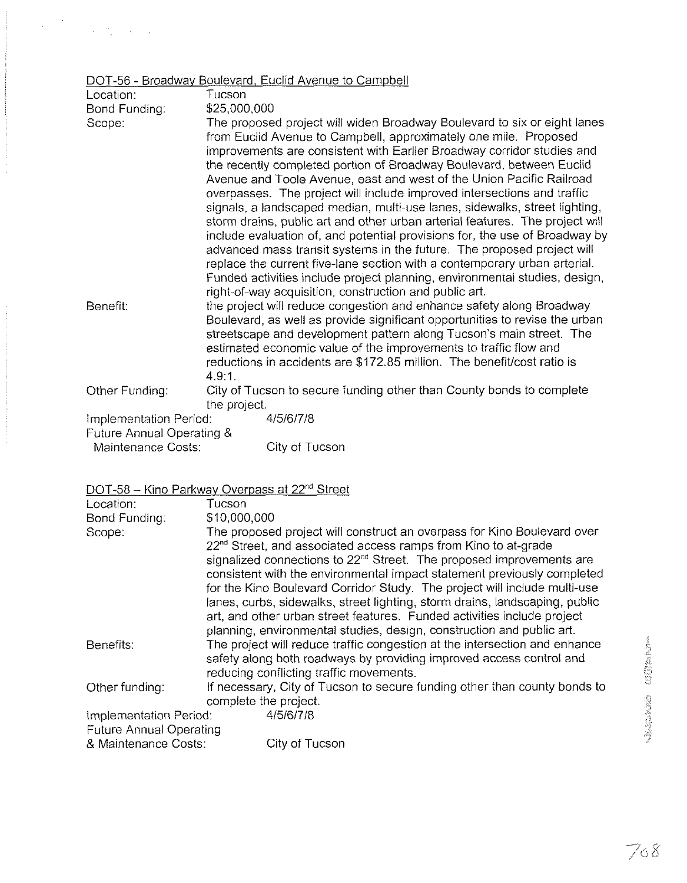<u>DOT-56 - Broadway Boulevard, Euclid Avenue to Campbell</u>

Location: Tucson

Bond Funding: $25,000,000

Scope: The proposed project will widen Broadway Boulevard to six or eight lanes from Euclid Avenue to Campbell, approximately one mile. Proposed improvements are consistent with Earlier Broadway corridor studies and the recently completed portion of Broadway Boulevard, between Euclid Avenue and Toole Avenue, east and west of the Union Pacific Railroad overpasses. The project will include improved intersections and traffic signals, a landscaped median, multi-use lanes, sidewalks, street lighting, storm drains, public art and other urban arterial features. The project will include evaluation of, and potential provisions for, the use of Broadway by advanced mass transit systems in the future. The proposed project will replace the current five-lane section with a contemporary urban arterial. Funded activities include project planning, environmental studies, design, right-of-way acquisition, construction and public art.

Benefit: the project will reduce congestion and enhance safety along Broadway Boulevard, as well as provide significant opportunities to revise the urban streetscape and development pattern along Tucson's main street. The estimated economic value of the improvements to traffic flow and reductions in accidents are $172.85 million. The benefit/cost ratio is 4.9:1.

Other Funding: City of Tucson to secure funding other than County bonds to complete the project.

Implementation Period: 4/5/6/7/8

Future Annual Operating & Maintenance Costs: City of Tucson

<u>DOT-58 – Kino Parkway Overpass at 22nd Street</u>

Location: Tucson

Bond Funding: $10,000,000

Scope: The proposed project will construct an overpass for Kino Boulevard over 22nd Street, and associated access ramps from Kino to at-grade signalized connections to 22nd Street. The proposed improvements are consistent with the environmental impact statement previously completed for the Kino Boulevard Corridor Study. The project will include multi-use lanes, curbs, sidewalks, street lighting, storm drains, landscaping, public art, and other urban street features. Funded activities include project planning, environmental studies, design, construction and public art.

Benefits: The project will reduce traffic congestion at the intersection and enhance safety along both roadways by providing improved access control and reducing conflicting traffic movements.

Other funding: If necessary, City of Tucson to secure funding other than county bonds to complete the project.

Implementation Period: 4/5/6/7/8

Future Annual Operating & Maintenance Costs: City of Tucson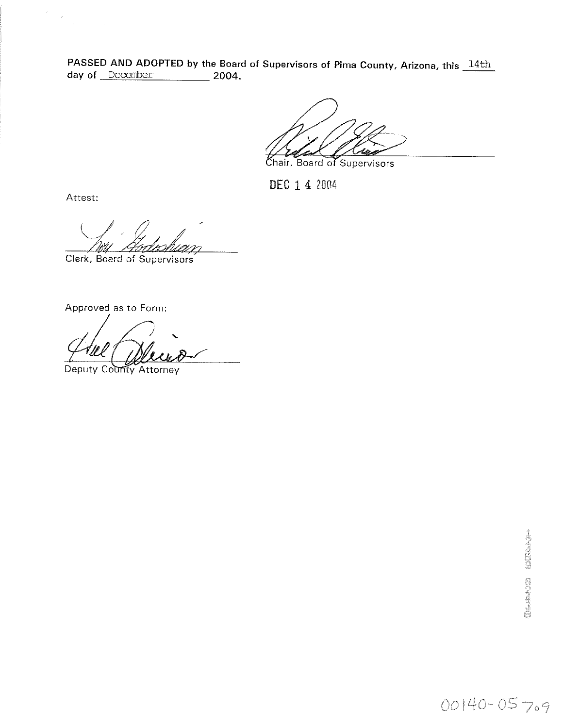**PASSED AND ADOPTED** by the Board of Supervisors of Pima County, Arizona, this 14th day of December 2004.

Chair, Board of Supervisors

DEC 1 4 2004

Attest:

Clerk, Board of Supervisors

Approved as to Form:

Deputy County Attorney

00140-05709